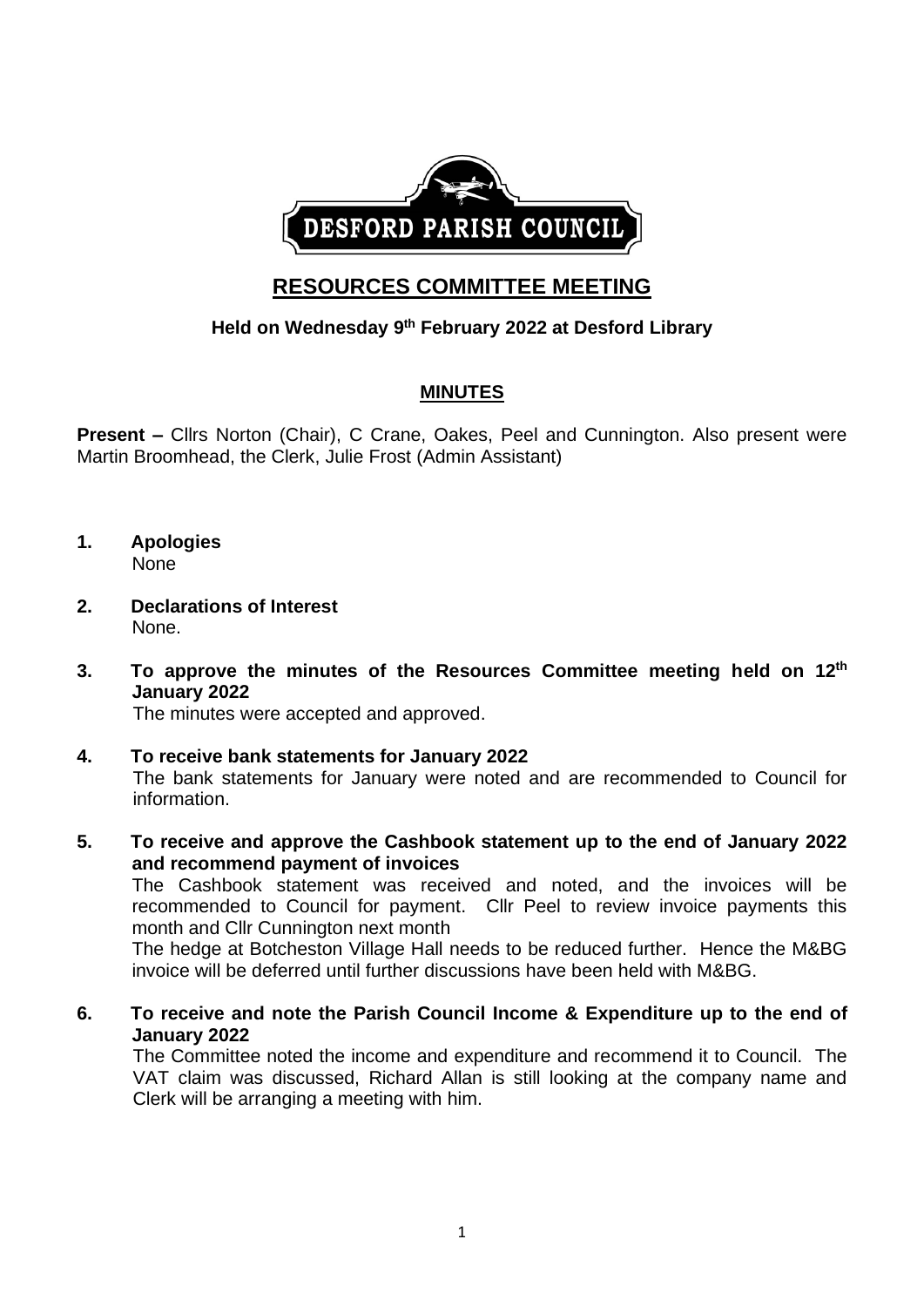DESFORD PARISH COUNCIL

# RESOURCES COMMITTEE MEETING

### Held on Wednesday 9th February 2022 at Desford Library

## MINUTES

**Present –** Cllrs Norton (Chair), C Crane, Oakes, Peel and Cunnington. Also present were Martin Broomhead, the Clerk, Julie Frost (Admin Assistant)

**1. Apologies**
None

**2. Declarations of Interest**
None.

**3. To approve the minutes of the Resources Committee meeting held on 12th January 2022**
The minutes were accepted and approved.

**4. To receive bank statements for January 2022**
The bank statements for January were noted and are recommended to Council for information.

**5. To receive and approve the Cashbook statement up to the end of January 2022 and recommend payment of invoices**
The Cashbook statement was received and noted, and the invoices will be recommended to Council for payment. Cllr Peel to review invoice payments this month and Cllr Cunnington next month
The hedge at Botcheston Village Hall needs to be reduced further. Hence the M&BG invoice will be deferred until further discussions have been held with M&BG.

**6. To receive and note the Parish Council Income & Expenditure up to the end of January 2022**
The Committee noted the income and expenditure and recommend it to Council. The VAT claim was discussed, Richard Allan is still looking at the company name and Clerk will be arranging a meeting with him.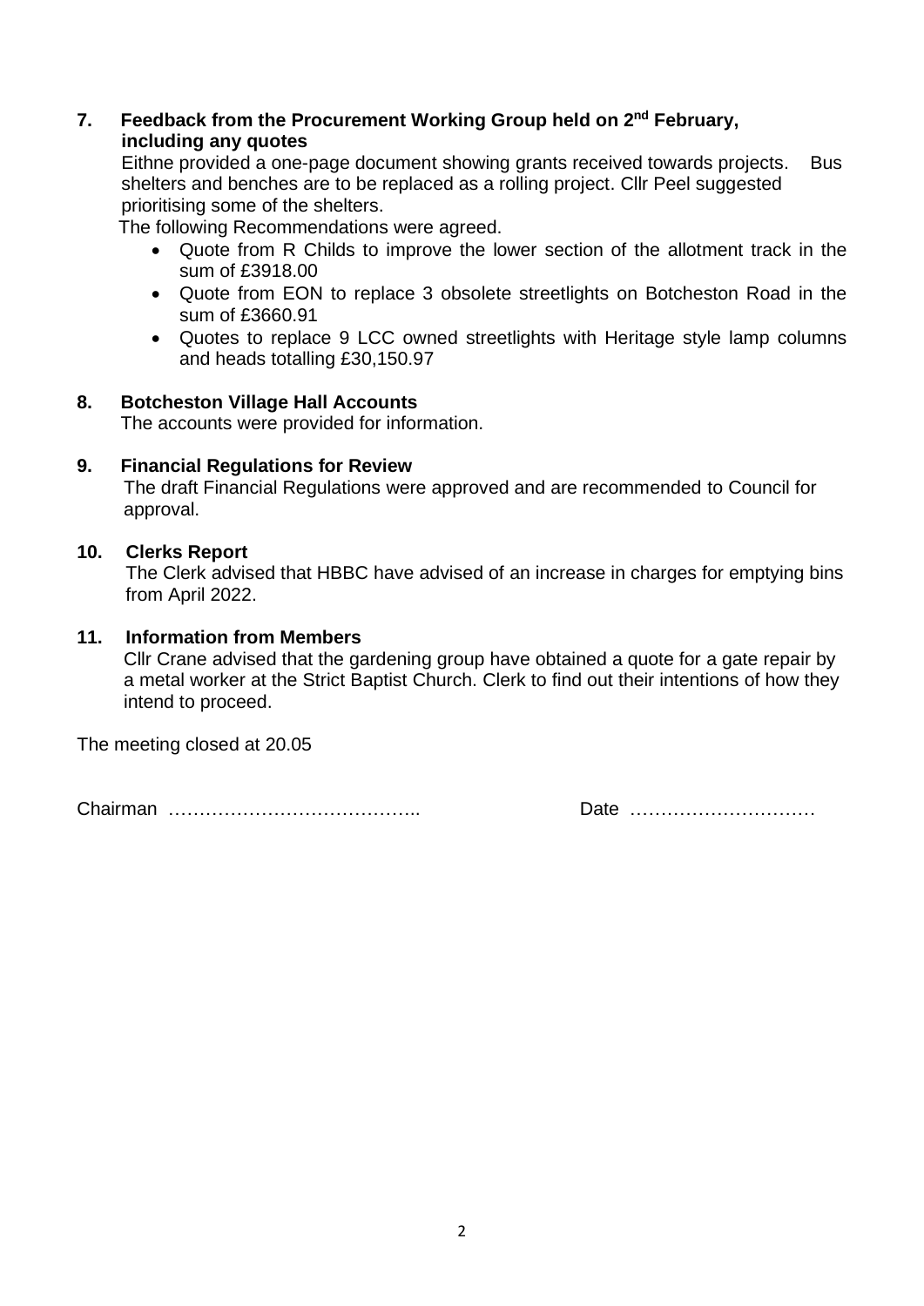## 7. Feedback from the Procurement Working Group held on 2nd February, including any quotes

Eithne provided a one-page document showing grants received towards projects. Bus shelters and benches are to be replaced as a rolling project. Cllr Peel suggested prioritising some of the shelters.

The following Recommendations were agreed.

- Quote from R Childs to improve the lower section of the allotment track in the sum of £3918.00
- Quote from EON to replace 3 obsolete streetlights on Botcheston Road in the sum of £3660.91
- Quotes to replace 9 LCC owned streetlights with Heritage style lamp columns and heads totalling £30,150.97

## 8. Botcheston Village Hall Accounts

The accounts were provided for information.

## 9. Financial Regulations for Review

The draft Financial Regulations were approved and are recommended to Council for approval.

## 10. Clerks Report

The Clerk advised that HBBC have advised of an increase in charges for emptying bins from April 2022.

## 11. Information from Members

Cllr Crane advised that the gardening group have obtained a quote for a gate repair by a metal worker at the Strict Baptist Church. Clerk to find out their intentions of how they intend to proceed.

The meeting closed at 20.05

Chairman ………………………………….. Date …………………………